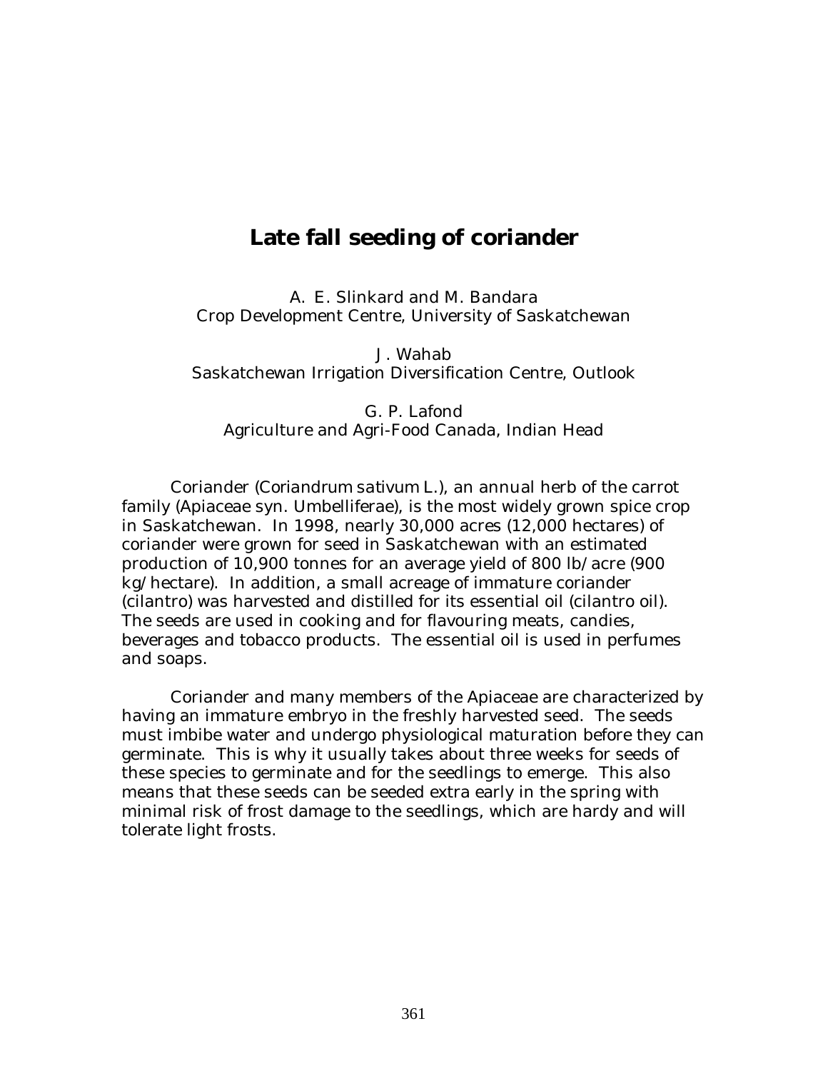# Late fall seeding of coriander

A. E. Slinkard and M. Bandara
Crop Development Centre, University of Saskatchewan

J. Wahab
Saskatchewan Irrigation Diversification Centre, Outlook

G. P. Lafond
Agriculture and Agri-Food Canada, Indian Head

Coriander (*Coriandrum sativum* L.), an annual herb of the carrot family (Apiaceae syn. Umbelliferae), is the most widely grown spice crop in Saskatchewan. In 1998, nearly 30,000 acres (12,000 hectares) of coriander were grown for seed in Saskatchewan with an estimated production of 10,900 tonnes for an average yield of 800 lb/acre (900 kg/hectare). In addition, a small acreage of immature coriander (cilantro) was harvested and distilled for its essential oil (cilantro oil). The seeds are used in cooking and for flavouring meats, candies, beverages and tobacco products. The essential oil is used in perfumes and soaps.

Coriander and many members of the Apiaceae are characterized by having an immature embryo in the freshly harvested seed. The seeds must imbibe water and undergo physiological maturation before they can germinate. This is why it usually takes about three weeks for seeds of these species to germinate and for the seedlings to emerge. This also means that these seeds can be seeded extra early in the spring with minimal risk of frost damage to the seedlings, which are hardy and will tolerate light frosts.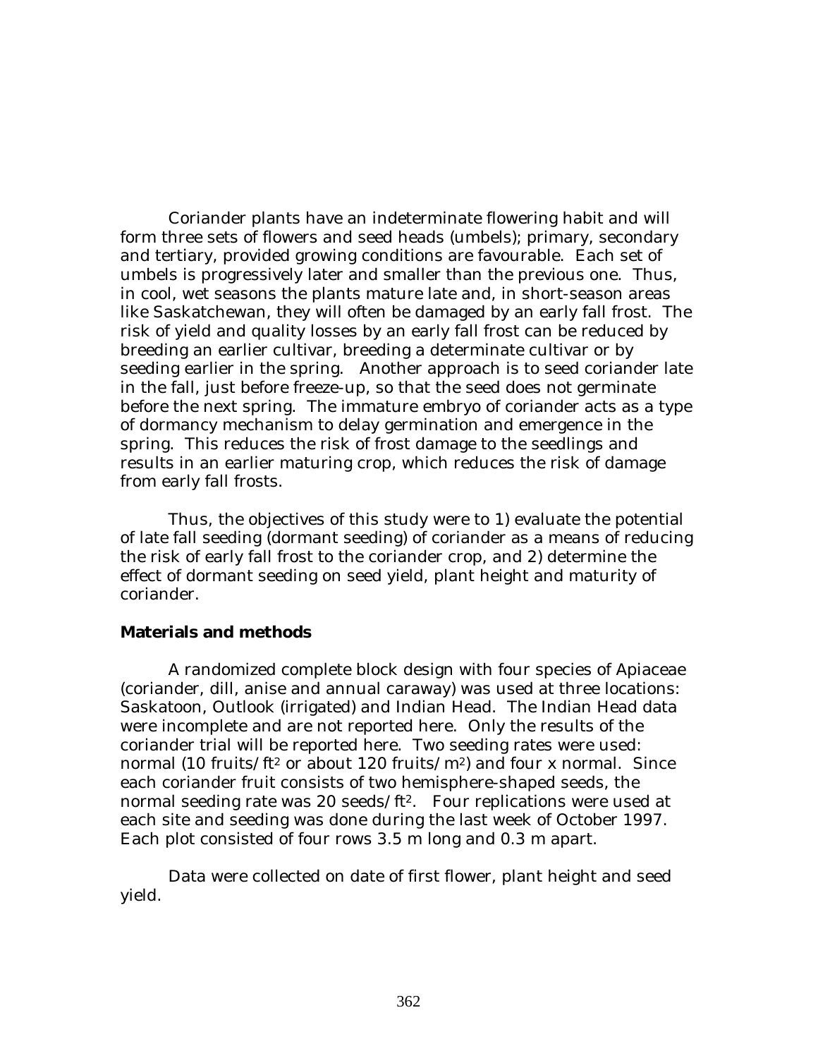Coriander plants have an indeterminate flowering habit and will form three sets of flowers and seed heads (umbels); primary, secondary and tertiary, provided growing conditions are favourable. Each set of umbels is progressively later and smaller than the previous one. Thus, in cool, wet seasons the plants mature late and, in short-season areas like Saskatchewan, they will often be damaged by an early fall frost. The risk of yield and quality losses by an early fall frost can be reduced by breeding an earlier cultivar, breeding a determinate cultivar or by seeding earlier in the spring. Another approach is to seed coriander late in the fall, just before freeze-up, so that the seed does not germinate before the next spring. The immature embryo of coriander acts as a type of dormancy mechanism to delay germination and emergence in the spring. This reduces the risk of frost damage to the seedlings and results in an earlier maturing crop, which reduces the risk of damage from early fall frosts.

Thus, the objectives of this study were to 1) evaluate the potential of late fall seeding (dormant seeding) of coriander as a means of reducing the risk of early fall frost to the coriander crop, and 2) determine the effect of dormant seeding on seed yield, plant height and maturity of coriander.

## Materials and methods

A randomized complete block design with four species of Apiaceae (coriander, dill, anise and annual caraway) was used at three locations: Saskatoon, Outlook (irrigated) and Indian Head. The Indian Head data were incomplete and are not reported here. Only the results of the coriander trial will be reported here. Two seeding rates were used: normal (10 fruits/$ft^2$ or about 120 fruits/$m^2$) and four x normal. Since each coriander fruit consists of two hemisphere-shaped seeds, the normal seeding rate was 20 seeds/$ft^2$. Four replications were used at each site and seeding was done during the last week of October 1997. Each plot consisted of four rows 3.5 m long and 0.3 m apart.

Data were collected on date of first flower, plant height and seed yield.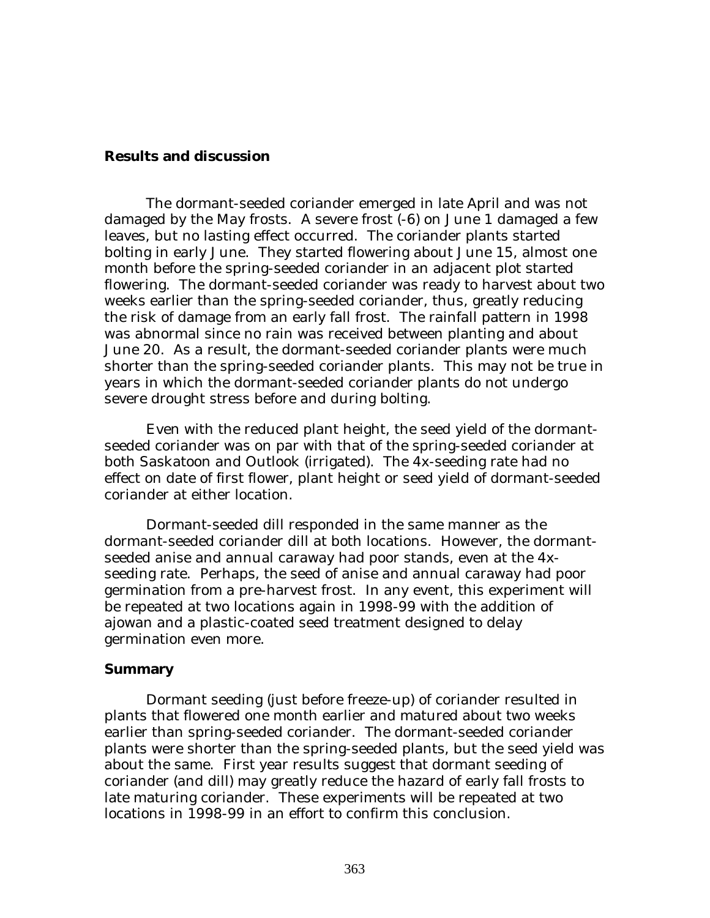## Results and discussion

The dormant-seeded coriander emerged in late April and was not damaged by the May frosts. A severe frost (-6) on June 1 damaged a few leaves, but no lasting effect occurred. The coriander plants started bolting in early June. They started flowering about June 15, almost one month before the spring-seeded coriander in an adjacent plot started flowering. The dormant-seeded coriander was ready to harvest about two weeks earlier than the spring-seeded coriander, thus, greatly reducing the risk of damage from an early fall frost. The rainfall pattern in 1998 was abnormal since no rain was received between planting and about June 20. As a result, the dormant-seeded coriander plants were much shorter than the spring-seeded coriander plants. This may not be true in years in which the dormant-seeded coriander plants do not undergo severe drought stress before and during bolting.

Even with the reduced plant height, the seed yield of the dormant-seeded coriander was on par with that of the spring-seeded coriander at both Saskatoon and Outlook (irrigated). The 4x-seeding rate had no effect on date of first flower, plant height or seed yield of dormant-seeded coriander at either location.

Dormant-seeded dill responded in the same manner as the dormant-seeded coriander dill at both locations. However, the dormant-seeded anise and annual caraway had poor stands, even at the 4x-seeding rate. Perhaps, the seed of anise and annual caraway had poor germination from a pre-harvest frost. In any event, this experiment will be repeated at two locations again in 1998-99 with the addition of ajowan and a plastic-coated seed treatment designed to delay germination even more.

## Summary

Dormant seeding (just before freeze-up) of coriander resulted in plants that flowered one month earlier and matured about two weeks earlier than spring-seeded coriander. The dormant-seeded coriander plants were shorter than the spring-seeded plants, but the seed yield was about the same. First year results suggest that dormant seeding of coriander (and dill) may greatly reduce the hazard of early fall frosts to late maturing coriander. These experiments will be repeated at two locations in 1998-99 in an effort to confirm this conclusion.